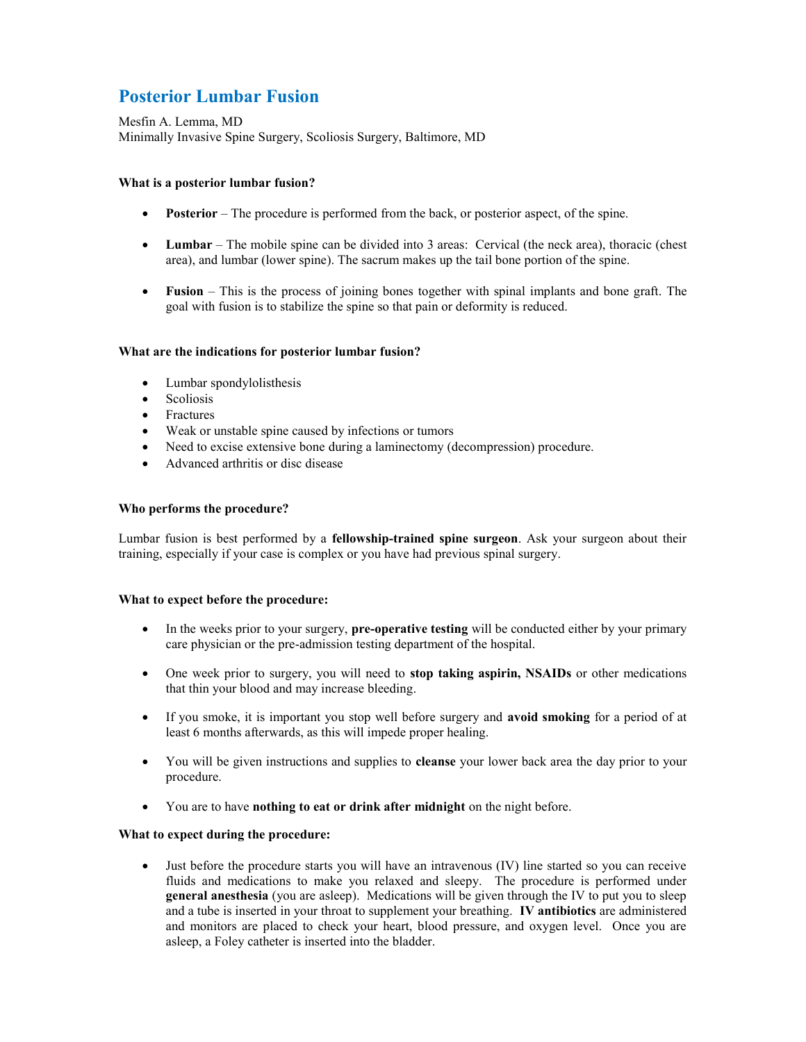# Posterior Lumbar Fusion

Mesfin A. Lemma, MD
Minimally Invasive Spine Surgery, Scoliosis Surgery, Baltimore, MD

### What is a posterior lumbar fusion?

- **Posterior** – The procedure is performed from the back, or posterior aspect, of the spine.
- **Lumbar** – The mobile spine can be divided into 3 areas: Cervical (the neck area), thoracic (chest area), and lumbar (lower spine). The sacrum makes up the tail bone portion of the spine.
- **Fusion** – This is the process of joining bones together with spinal implants and bone graft. The goal with fusion is to stabilize the spine so that pain or deformity is reduced.

### What are the indications for posterior lumbar fusion?

- Lumbar spondylolisthesis
- Scoliosis
- Fractures
- Weak or unstable spine caused by infections or tumors
- Need to excise extensive bone during a laminectomy (decompression) procedure.
- Advanced arthritis or disc disease

### Who performs the procedure?

Lumbar fusion is best performed by a **fellowship-trained spine surgeon**. Ask your surgeon about their training, especially if your case is complex or you have had previous spinal surgery.

### What to expect before the procedure:

- In the weeks prior to your surgery, **pre-operative testing** will be conducted either by your primary care physician or the pre-admission testing department of the hospital.
- One week prior to surgery, you will need to **stop taking aspirin, NSAIDs** or other medications that thin your blood and may increase bleeding.
- If you smoke, it is important you stop well before surgery and **avoid smoking** for a period of at least 6 months afterwards, as this will impede proper healing.
- You will be given instructions and supplies to **cleanse** your lower back area the day prior to your procedure.
- You are to have **nothing to eat or drink after midnight** on the night before.

### What to expect during the procedure:

- Just before the procedure starts you will have an intravenous (IV) line started so you can receive fluids and medications to make you relaxed and sleepy. The procedure is performed under **general anesthesia** (you are asleep). Medications will be given through the IV to put you to sleep and a tube is inserted in your throat to supplement your breathing. **IV antibiotics** are administered and monitors are placed to check your heart, blood pressure, and oxygen level. Once you are asleep, a Foley catheter is inserted into the bladder.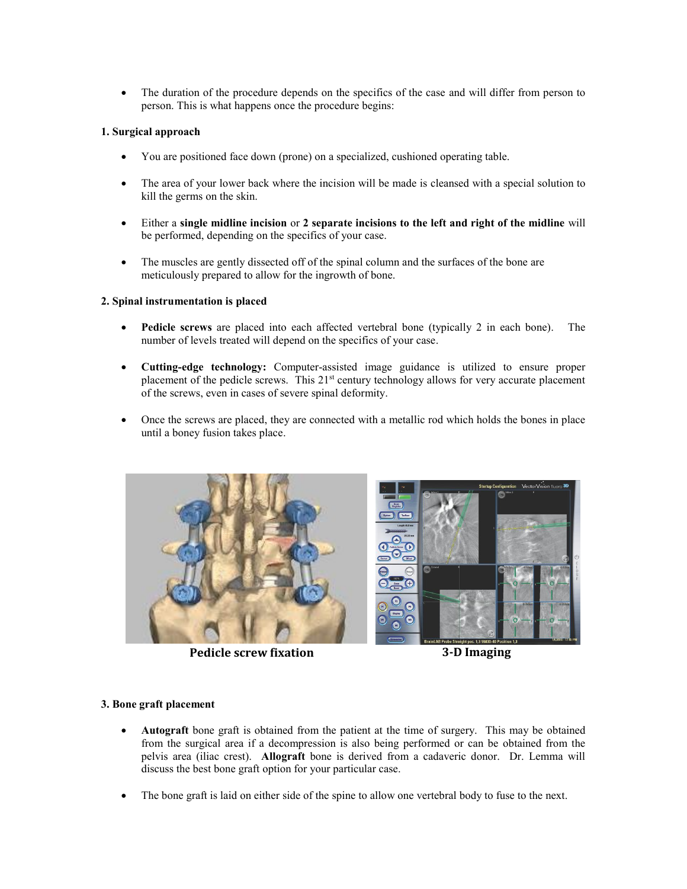- The duration of the procedure depends on the specifics of the case and will differ from person to person. This is what happens once the procedure begins:

**1. Surgical approach**

- You are positioned face down (prone) on a specialized, cushioned operating table.
- The area of your lower back where the incision will be made is cleansed with a special solution to kill the germs on the skin.
- Either a **single midline incision** or **2 separate incisions to the left and right of the midline** will be performed, depending on the specifics of your case.
- The muscles are gently dissected off of the spinal column and the surfaces of the bone are meticulously prepared to allow for the ingrowth of bone.

**2. Spinal instrumentation is placed**

- **Pedicle screws** are placed into each affected vertebral bone (typically 2 in each bone). The number of levels treated will depend on the specifics of your case.
- **Cutting-edge technology:** Computer-assisted image guidance is utilized to ensure proper placement of the pedicle screws. This 21st century technology allows for very accurate placement of the screws, even in cases of severe spinal deformity.
- Once the screws are placed, they are connected with a metallic rod which holds the bones in place until a boney fusion takes place.

**Pedicle screw fixation**

**3-D Imaging**

**3. Bone graft placement**

- **Autograft** bone graft is obtained from the patient at the time of surgery. This may be obtained from the surgical area if a decompression is also being performed or can be obtained from the pelvis area (iliac crest). **Allograft** bone is derived from a cadaveric donor. Dr. Lemma will discuss the best bone graft option for your particular case.
- The bone graft is laid on either side of the spine to allow one vertebral body to fuse to the next.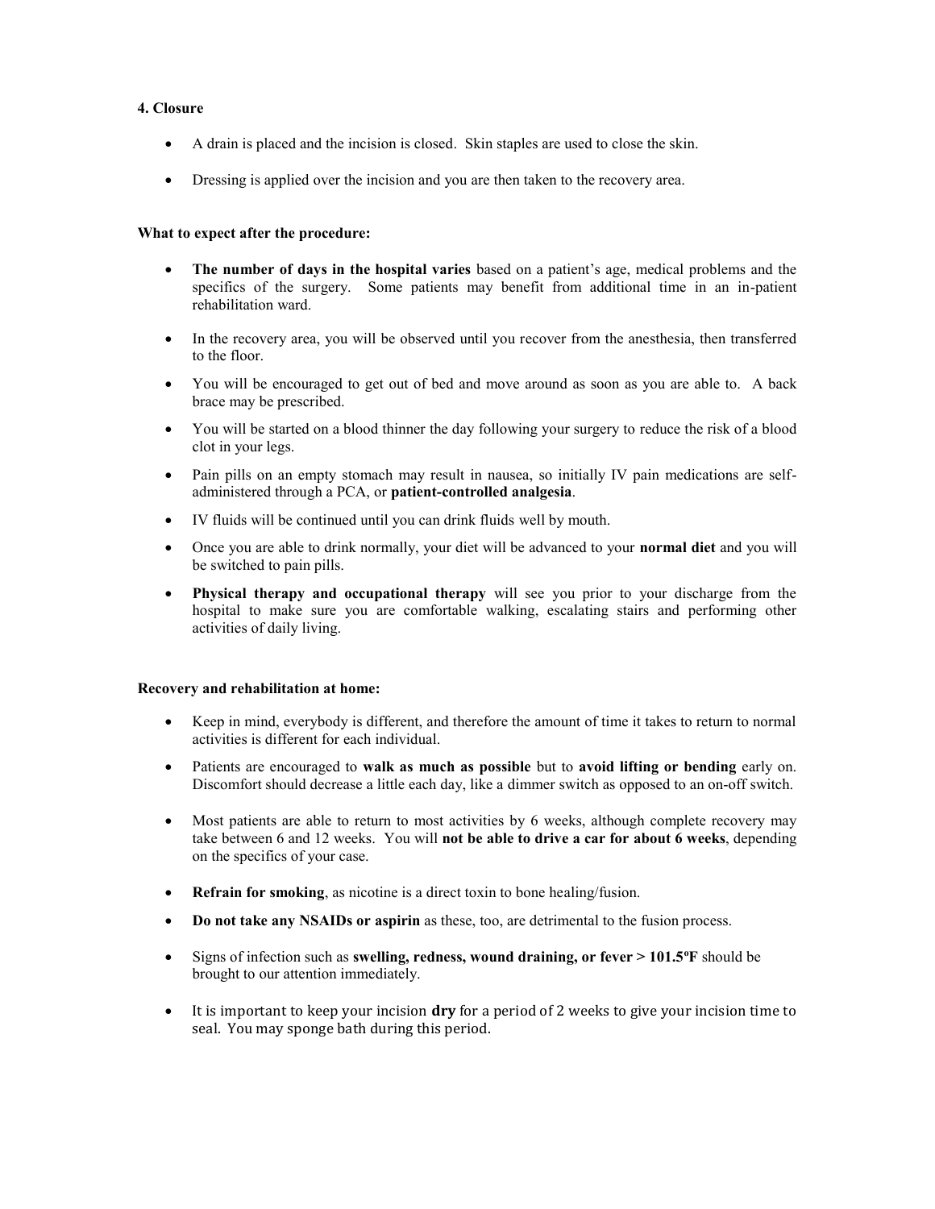**4. Closure**

- A drain is placed and the incision is closed. Skin staples are used to close the skin.
- Dressing is applied over the incision and you are then taken to the recovery area.

**What to expect after the procedure:**

- **The number of days in the hospital varies** based on a patient's age, medical problems and the specifics of the surgery. Some patients may benefit from additional time in an in-patient rehabilitation ward.
- In the recovery area, you will be observed until you recover from the anesthesia, then transferred to the floor.
- You will be encouraged to get out of bed and move around as soon as you are able to. A back brace may be prescribed.
- You will be started on a blood thinner the day following your surgery to reduce the risk of a blood clot in your legs.
- Pain pills on an empty stomach may result in nausea, so initially IV pain medications are self-administered through a PCA, or **patient-controlled analgesia**.
- IV fluids will be continued until you can drink fluids well by mouth.
- Once you are able to drink normally, your diet will be advanced to your **normal diet** and you will be switched to pain pills.
- **Physical therapy and occupational therapy** will see you prior to your discharge from the hospital to make sure you are comfortable walking, escalating stairs and performing other activities of daily living.

**Recovery and rehabilitation at home:**

- Keep in mind, everybody is different, and therefore the amount of time it takes to return to normal activities is different for each individual.
- Patients are encouraged to **walk as much as possible** but to **avoid lifting or bending** early on. Discomfort should decrease a little each day, like a dimmer switch as opposed to an on-off switch.
- Most patients are able to return to most activities by 6 weeks, although complete recovery may take between 6 and 12 weeks. You will **not be able to drive a car for about 6 weeks**, depending on the specifics of your case.
- **Refrain for smoking**, as nicotine is a direct toxin to bone healing/fusion.
- **Do not take any NSAIDs or aspirin** as these, too, are detrimental to the fusion process.
- Signs of infection such as **swelling, redness, wound draining, or fever > 101.5ºF** should be brought to our attention immediately.
- It is important to keep your incision **dry** for a period of 2 weeks to give your incision time to seal. You may sponge bath during this period.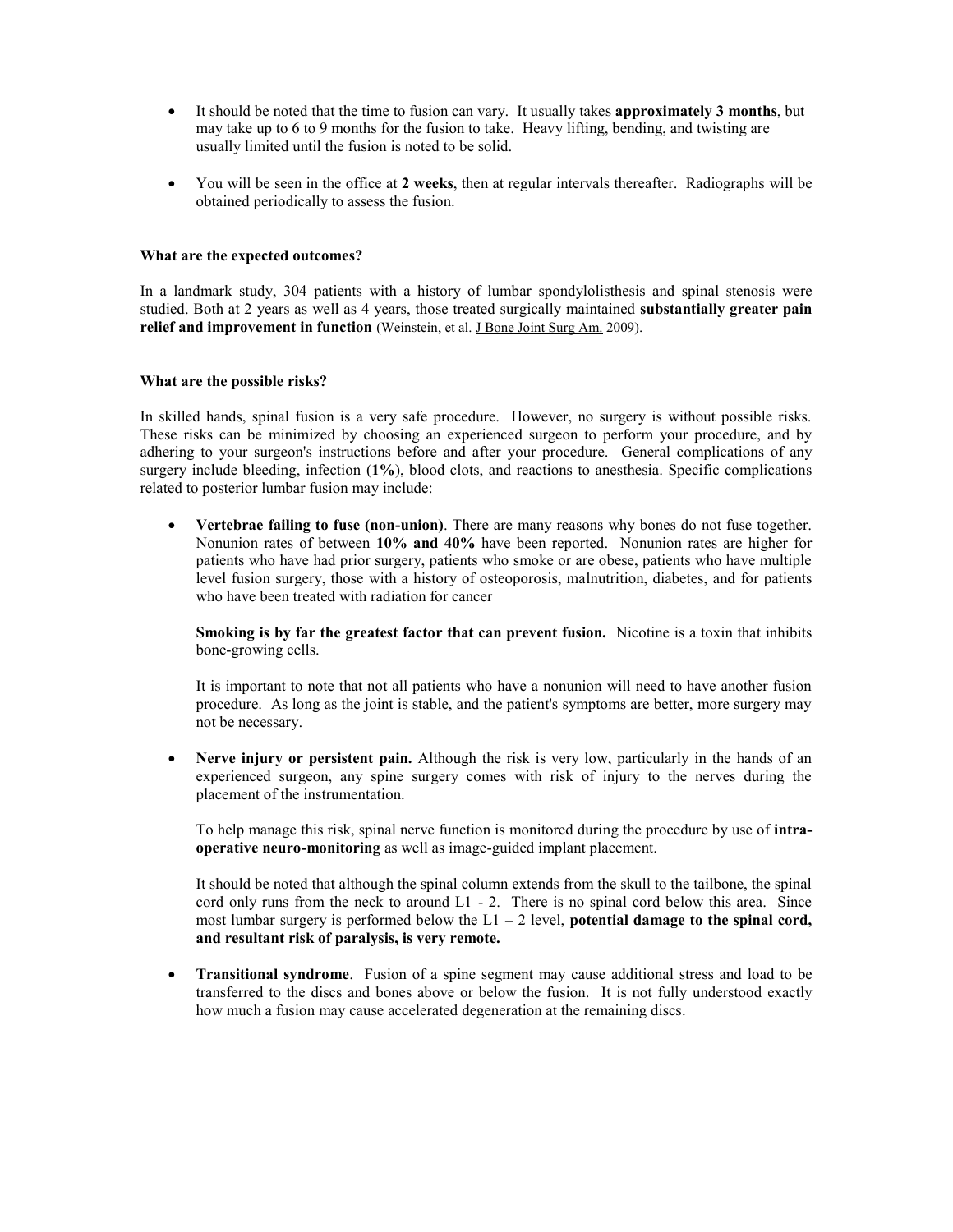- It should be noted that the time to fusion can vary. It usually takes **approximately 3 months**, but may take up to 6 to 9 months for the fusion to take. Heavy lifting, bending, and twisting are usually limited until the fusion is noted to be solid.

- You will be seen in the office at **2 weeks**, then at regular intervals thereafter. Radiographs will be obtained periodically to assess the fusion.

**What are the expected outcomes?**

In a landmark study, 304 patients with a history of lumbar spondylolisthesis and spinal stenosis were studied. Both at 2 years as well as 4 years, those treated surgically maintained **substantially greater pain relief and improvement in function** (Weinstein, et al. J Bone Joint Surg Am. 2009).

**What are the possible risks?**

In skilled hands, spinal fusion is a very safe procedure. However, no surgery is without possible risks. These risks can be minimized by choosing an experienced surgeon to perform your procedure, and by adhering to your surgeon's instructions before and after your procedure. General complications of any surgery include bleeding, infection (**1%**), blood clots, and reactions to anesthesia. Specific complications related to posterior lumbar fusion may include:

- **Vertebrae failing to fuse (non-union)**. There are many reasons why bones do not fuse together. Nonunion rates of between **10% and 40%** have been reported. Nonunion rates are higher for patients who have had prior surgery, patients who smoke or are obese, patients who have multiple level fusion surgery, those with a history of osteoporosis, malnutrition, diabetes, and for patients who have been treated with radiation for cancer

  **Smoking is by far the greatest factor that can prevent fusion.** Nicotine is a toxin that inhibits bone-growing cells.

  It is important to note that not all patients who have a nonunion will need to have another fusion procedure. As long as the joint is stable, and the patient's symptoms are better, more surgery may not be necessary.

- **Nerve injury or persistent pain.** Although the risk is very low, particularly in the hands of an experienced surgeon, any spine surgery comes with risk of injury to the nerves during the placement of the instrumentation.

  To help manage this risk, spinal nerve function is monitored during the procedure by use of **intra-operative neuro-monitoring** as well as image-guided implant placement.

  It should be noted that although the spinal column extends from the skull to the tailbone, the spinal cord only runs from the neck to around L1 - 2. There is no spinal cord below this area. Since most lumbar surgery is performed below the L1 – 2 level, **potential damage to the spinal cord, and resultant risk of paralysis, is very remote.**

- **Transitional syndrome**. Fusion of a spine segment may cause additional stress and load to be transferred to the discs and bones above or below the fusion. It is not fully understood exactly how much a fusion may cause accelerated degeneration at the remaining discs.